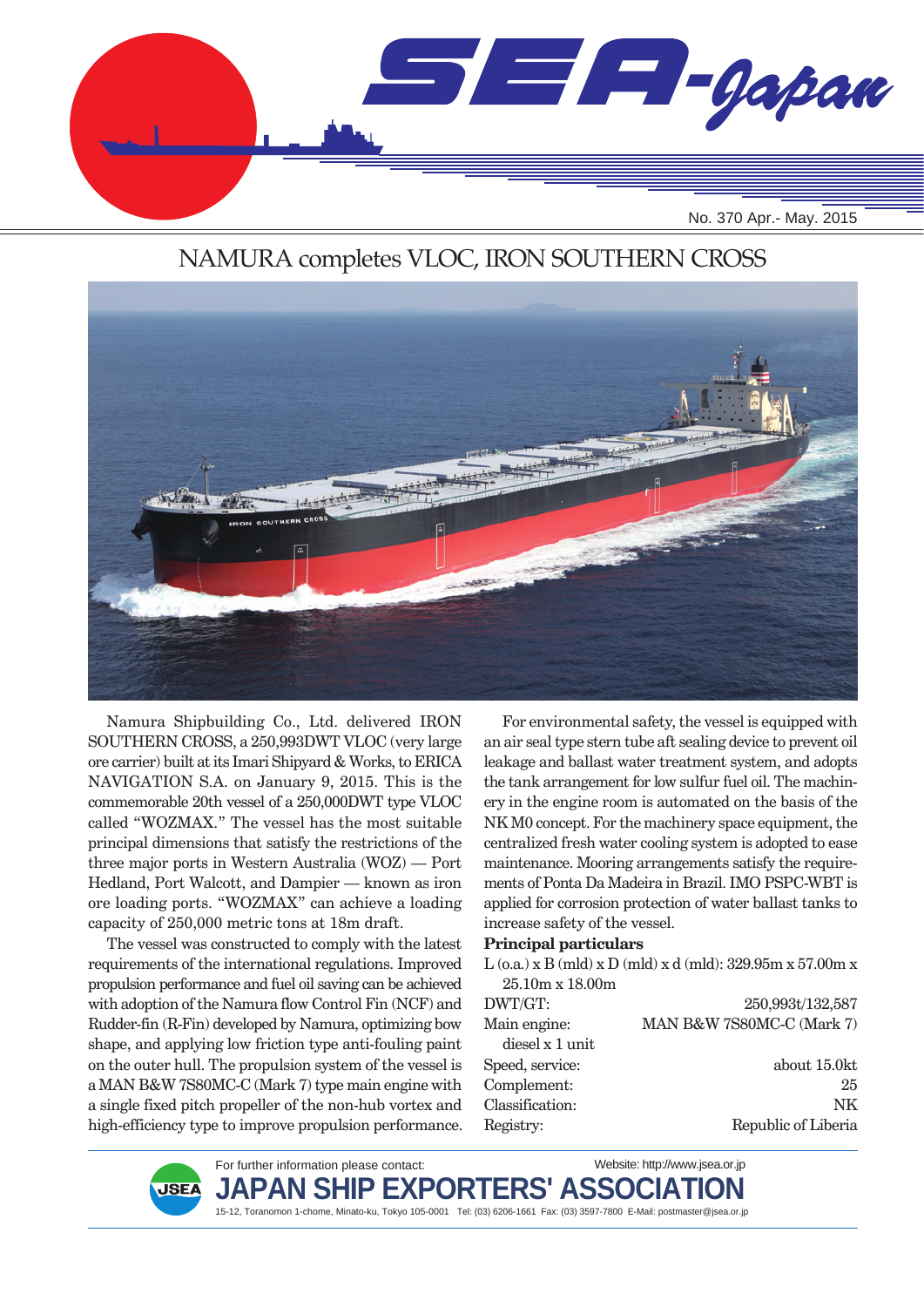# SEA-Japan

No. 370 Apr.- May. 2015

## NAMURA completes VLOC, IRON SOUTHERN CROSS

Namura Shipbuilding Co., Ltd. delivered IRON SOUTHERN CROSS, a 250,993DWT VLOC (very large ore carrier) built at its Imari Shipyard & Works, to ERICA NAVIGATION S.A. on January 9, 2015. This is the commemorable 20th vessel of a 250,000DWT type VLOC called "WOZMAX." The vessel has the most suitable principal dimensions that satisfy the restrictions of the three major ports in Western Australia (WOZ) — Port Hedland, Port Walcott, and Dampier — known as iron ore loading ports. "WOZMAX" can achieve a loading capacity of 250,000 metric tons at 18m draft.

The vessel was constructed to comply with the latest requirements of the international regulations. Improved propulsion performance and fuel oil saving can be achieved with adoption of the Namura flow Control Fin (NCF) and Rudder-fin (R-Fin) developed by Namura, optimizing bow shape, and applying low friction type anti-fouling paint on the outer hull. The propulsion system of the vessel is a MAN B&W 7S80MC-C (Mark 7) type main engine with a single fixed pitch propeller of the non-hub vortex and high-efficiency type to improve propulsion performance.

For environmental safety, the vessel is equipped with an air seal type stern tube aft sealing device to prevent oil leakage and ballast water treatment system, and adopts the tank arrangement for low sulfur fuel oil. The machinery in the engine room is automated on the basis of the NK M0 concept. For the machinery space equipment, the centralized fresh water cooling system is adopted to ease maintenance. Mooring arrangements satisfy the requirements of Ponta Da Madeira in Brazil. IMO PSPC-WBT is applied for corrosion protection of water ballast tanks to increase safety of the vessel.

**Principal particulars**

L (o.a.) x B (mld) x D (mld) x d (mld): 329.95m x 57.00m x 25.10m x 18.00m

| | |
|---|---|
| DWT/GT: | 250,993t/132,587 |
| Main engine: | MAN B&W 7S80MC-C (Mark 7) diesel x 1 unit |
| Speed, service: | about 15.0kt |
| Complement: | 25 |
| Classification: | NK |
| Registry: | Republic of Liberia |

For further information please contact:
Website: http://www.jsea.or.jp

**JAPAN SHIP EXPORTERS' ASSOCIATION**

15-12, Toranomon 1-chome, Minato-ku, Tokyo 105-0001 Tel: (03) 6206-1661 Fax: (03) 3597-7800 E-Mail: postmaster@jsea.or.jp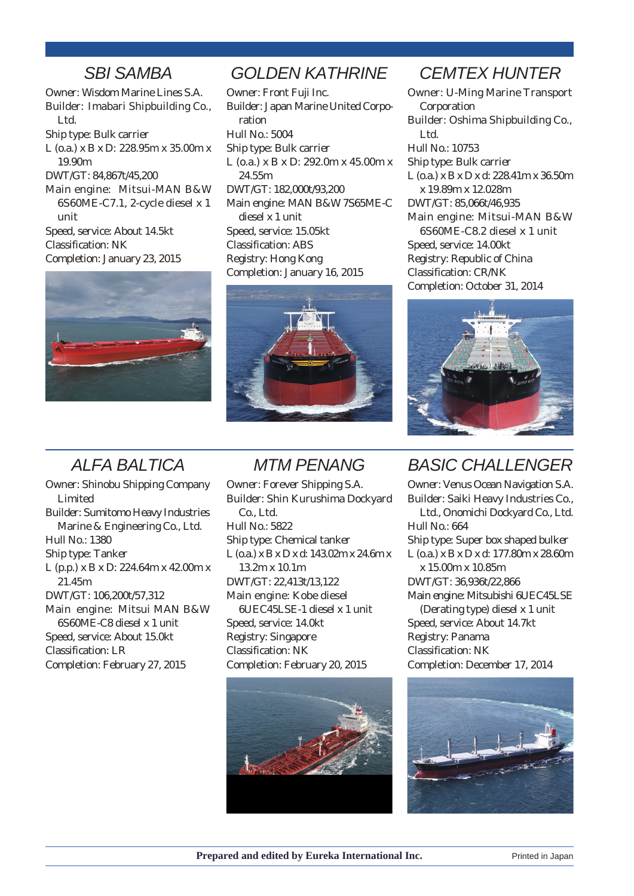## SBI SAMBA

Owner: Wisdom Marine Lines S.A.
Builder: Imabari Shipbuilding Co., Ltd.
Ship type: Bulk carrier
L (o.a.) x B x D: 228.95m x 35.00m x 19.90m
DWT/GT: 84,867t/45,200
Main engine: Mitsui-MAN B&W 6S60ME-C7.1, 2-cycle diesel x 1 unit
Speed, service: About 14.5kt
Classification: NK
Completion: January 23, 2015

## GOLDEN KATHRINE

Owner: Front Fuji Inc.
Builder: Japan Marine United Corporation
Hull No.: 5004
Ship type: Bulk carrier
L (o.a.) x B x D: 292.0m x 45.00m x 24.55m
DWT/GT: 182,000t/93,200
Main engine: MAN B&W 7S65ME-C diesel x 1 unit
Speed, service: 15.05kt
Classification: ABS
Registry: Hong Kong
Completion: January 16, 2015

## CEMTEX HUNTER

Owner: U-Ming Marine Transport Corporation
Builder: Oshima Shipbuilding Co., Ltd.
Hull No.: 10753
Ship type: Bulk carrier
L (o.a.) x B x D x d: 228.41m x 36.50m x 19.89m x 12.028m
DWT/GT: 85,066t/46,935
Main engine: Mitsui-MAN B&W 6S60ME-C8.2 diesel x 1 unit
Speed, service: 14.00kt
Registry: Republic of China
Classification: CR/NK
Completion: October 31, 2014

## ALFA BALTICA

Owner: Shinobu Shipping Company Limited
Builder: Sumitomo Heavy Industries Marine & Engineering Co., Ltd.
Hull No.: 1380
Ship type: Tanker
L (p.p.) x B x D: 224.64m x 42.00m x 21.45m
DWT/GT: 106,200t/57,312
Main engine: Mitsui MAN B&W 6S60ME-C8 diesel x 1 unit
Speed, service: About 15.0kt
Classification: LR
Completion: February 27, 2015

## MTM PENANG

Owner: Forever Shipping S.A.
Builder: Shin Kurushima Dockyard Co., Ltd.
Hull No.: 5822
Ship type: Chemical tanker
L (o.a.) x B x D x d: 143.02m x 24.6m x 13.2m x 10.1m
DWT/GT: 22,413t/13,122
Main engine: Kobe diesel 6UEC45LSE-1 diesel x 1 unit
Speed, service: 14.0kt
Registry: Singapore
Classification: NK
Completion: February 20, 2015

## BASIC CHALLENGER

Owner: Venus Ocean Navigation S.A.
Builder: Saiki Heavy Industries Co., Ltd., Onomichi Dockyard Co., Ltd.
Hull No.: 664
Ship type: Super box shaped bulker
L (o.a.) x B x D x d: 177.80m x 28.60m x 15.00m x 10.85m
DWT/GT: 36,936t/22,866
Main engine: Mitsubishi 6UEC45LSE (Derating type) diesel x 1 unit
Speed, service: About 14.7kt
Registry: Panama
Classification: NK
Completion: December 17, 2014

**Prepared and edited by Eureka International Inc.**

Printed in Japan